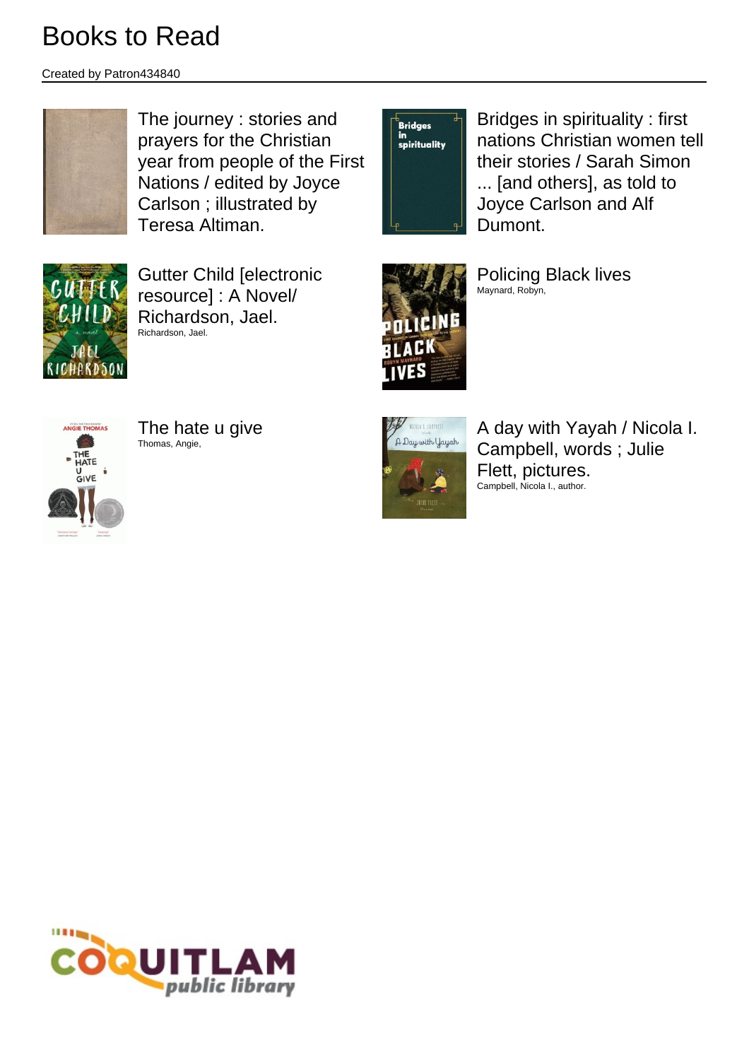# Books to Read

Created by Patron434840

The journey : stories and prayers for the Christian year from people of the First Nations / edited by Joyce Carlson ; illustrated by Teresa Altiman.

Bridges in spirituality : first nations Christian women tell their stories / Sarah Simon ... [and others], as told to Joyce Carlson and Alf Dumont.

Gutter Child [electronic resource] : A Novel/ Richardson, Jael.
Richardson, Jael.

Policing Black lives
Maynard, Robyn,

The hate u give
Thomas, Angie,

A day with Yayah / Nicola I. Campbell, words ; Julie Flett, pictures.
Campbell, Nicola I., author.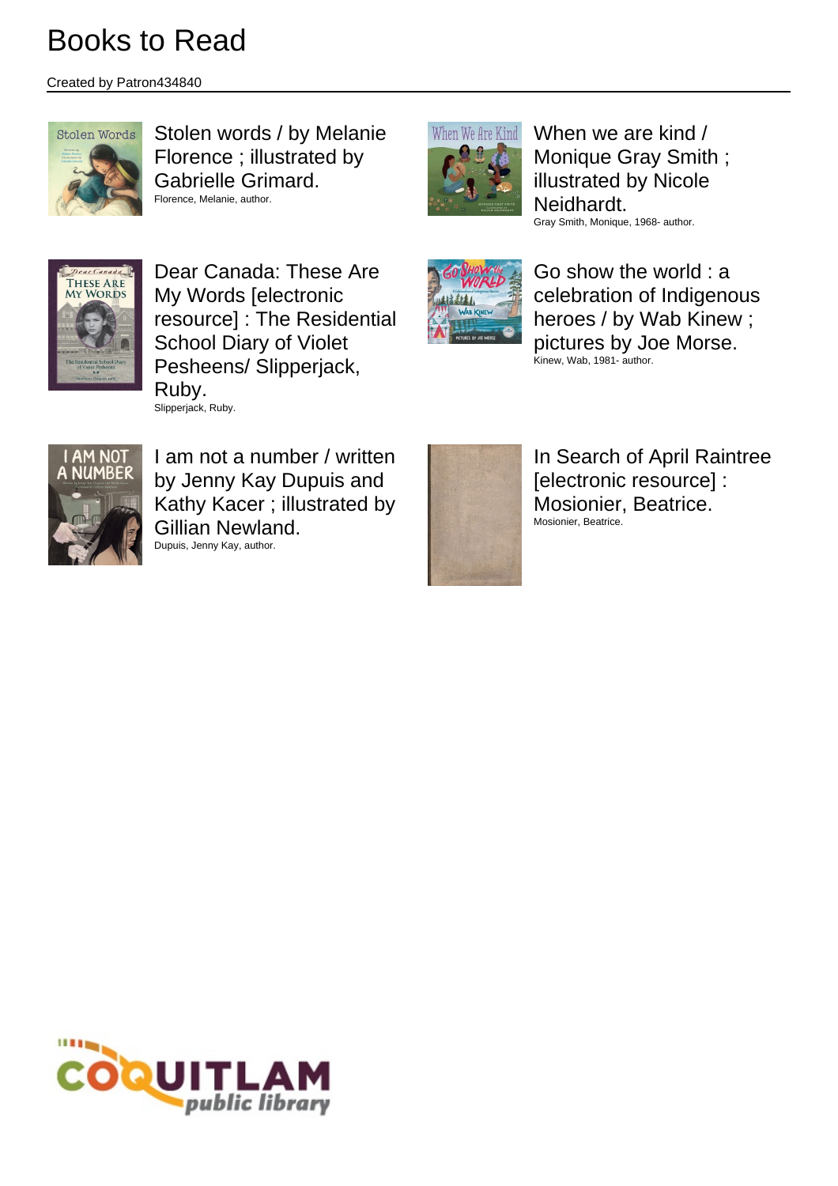# Books to Read

Created by Patron434840

Stolen words / by Melanie Florence ; illustrated by Gabrielle Grimard.
Florence, Melanie, author.

When we are kind / Monique Gray Smith ; illustrated by Nicole Neidhardt.
Gray Smith, Monique, 1968- author.

Dear Canada: These Are My Words [electronic resource] : The Residential School Diary of Violet Pesheens/ Slipperjack, Ruby.
Slipperjack, Ruby.

Go show the world : a celebration of Indigenous heroes / by Wab Kinew ; pictures by Joe Morse.
Kinew, Wab, 1981- author.

I am not a number / written by Jenny Kay Dupuis and Kathy Kacer ; illustrated by Gillian Newland.
Dupuis, Jenny Kay, author.

In Search of April Raintree [electronic resource] : Mosionier, Beatrice.
Mosionier, Beatrice.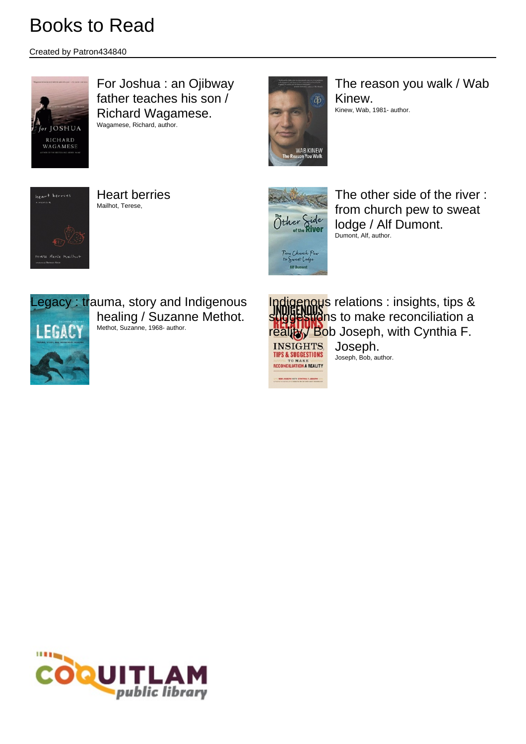# Books to Read

Created by Patron434840

For Joshua : an Ojibway father teaches his son / Richard Wagamese.
Wagamese, Richard, author.

The reason you walk / Wab Kinew.
Kinew, Wab, 1981- author.

Heart berries
Mailhot, Terese,

The other side of the river : from church pew to sweat lodge / Alf Dumont.
Dumont, Alf, author.

Legacy : trauma, story and Indigenous healing / Suzanne Methot.
Methot, Suzanne, 1968- author.

Indigenous relations : insights, tips & suggestions to make reconciliation a reality / Bob Joseph, with Cynthia F. Joseph.
Joseph, Bob, author.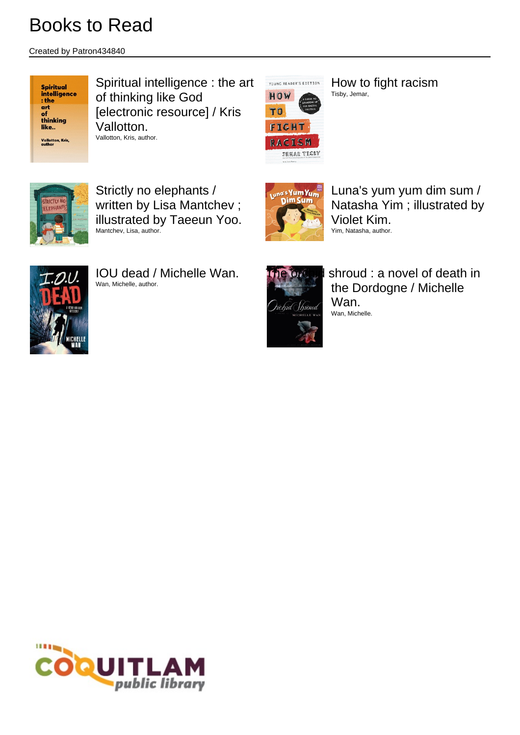# Books to Read

Created by Patron434840

Spiritual intelligence : the art of thinking like God [electronic resource] / Kris Vallotton.
Vallotton, Kris, author.

How to fight racism
Tisby, Jemar,

Strictly no elephants / written by Lisa Mantchev ; illustrated by Taeeun Yoo.
Mantchev, Lisa, author.

Luna's yum yum dim sum / Natasha Yim ; illustrated by Violet Kim.
Yim, Natasha, author.

IOU dead / Michelle Wan.
Wan, Michelle, author.

The orchid shroud : a novel of death in the Dordogne / Michelle Wan.
Wan, Michelle.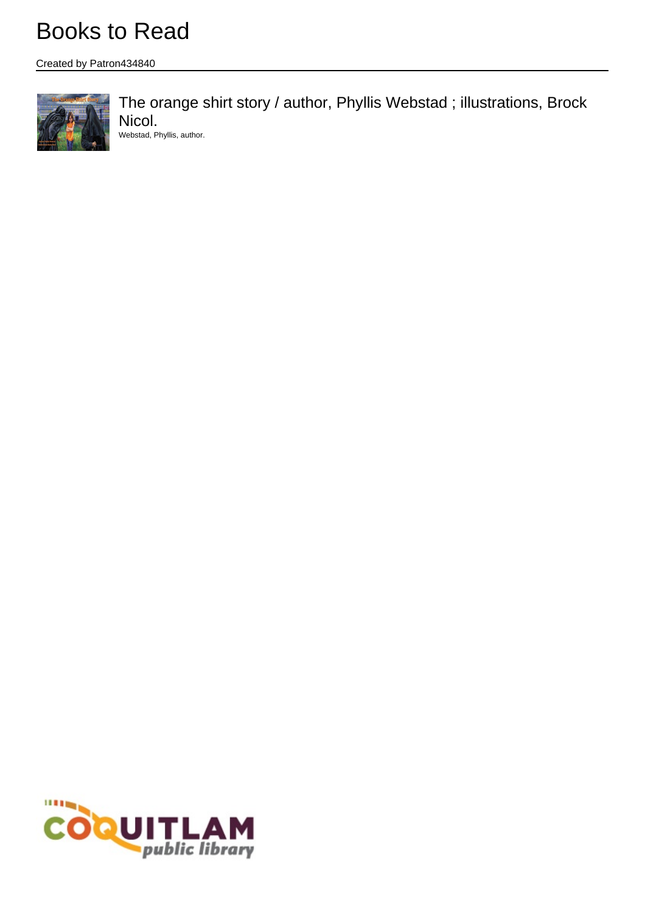# Books to Read

Created by Patron434840

The orange shirt story / author, Phyllis Webstad ; illustrations, Brock Nicol.

Webstad, Phyllis, author.